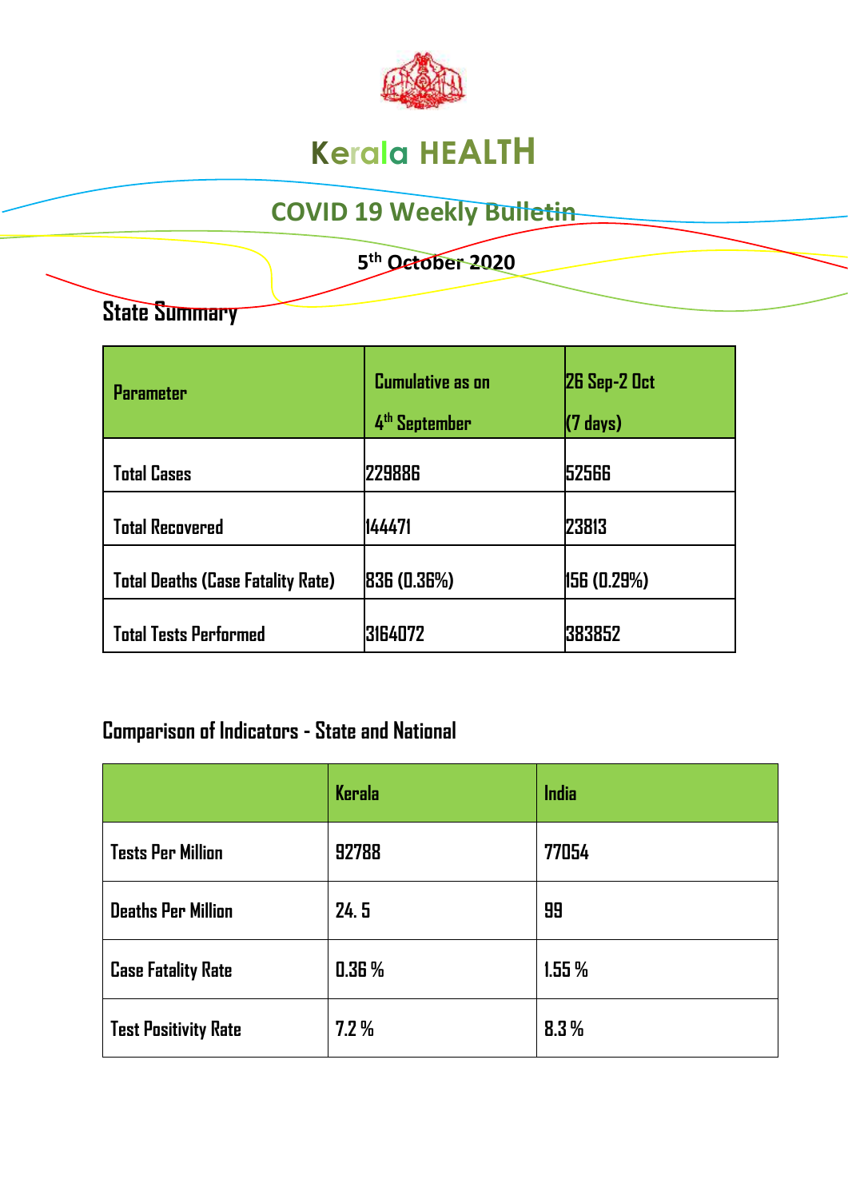# Kerala HEALTH

## COVID 19 Weekly Bulletin

5th October 2020

### State Summary

| Parameter | Cumulative as on 4th September | 26 Sep-2 Oct (7 days) |
|---|---|---|
| Total Cases | 229886 | 52566 |
| Total Recovered | 144471 | 23813 |
| Total Deaths (Case Fatality Rate) | 836 (0.36%) | 156 (0.29%) |
| Total Tests Performed | 3164072 | 383852 |

### Comparison of Indicators - State and National

| | Kerala | India |
|---|---|---|
| Tests Per Million | 92788 | 77054 |
| Deaths Per Million | 24. 5 | 99 |
| Case Fatality Rate | 0.36 % | 1.55 % |
| Test Positivity Rate | 7.2 % | 8.3 % |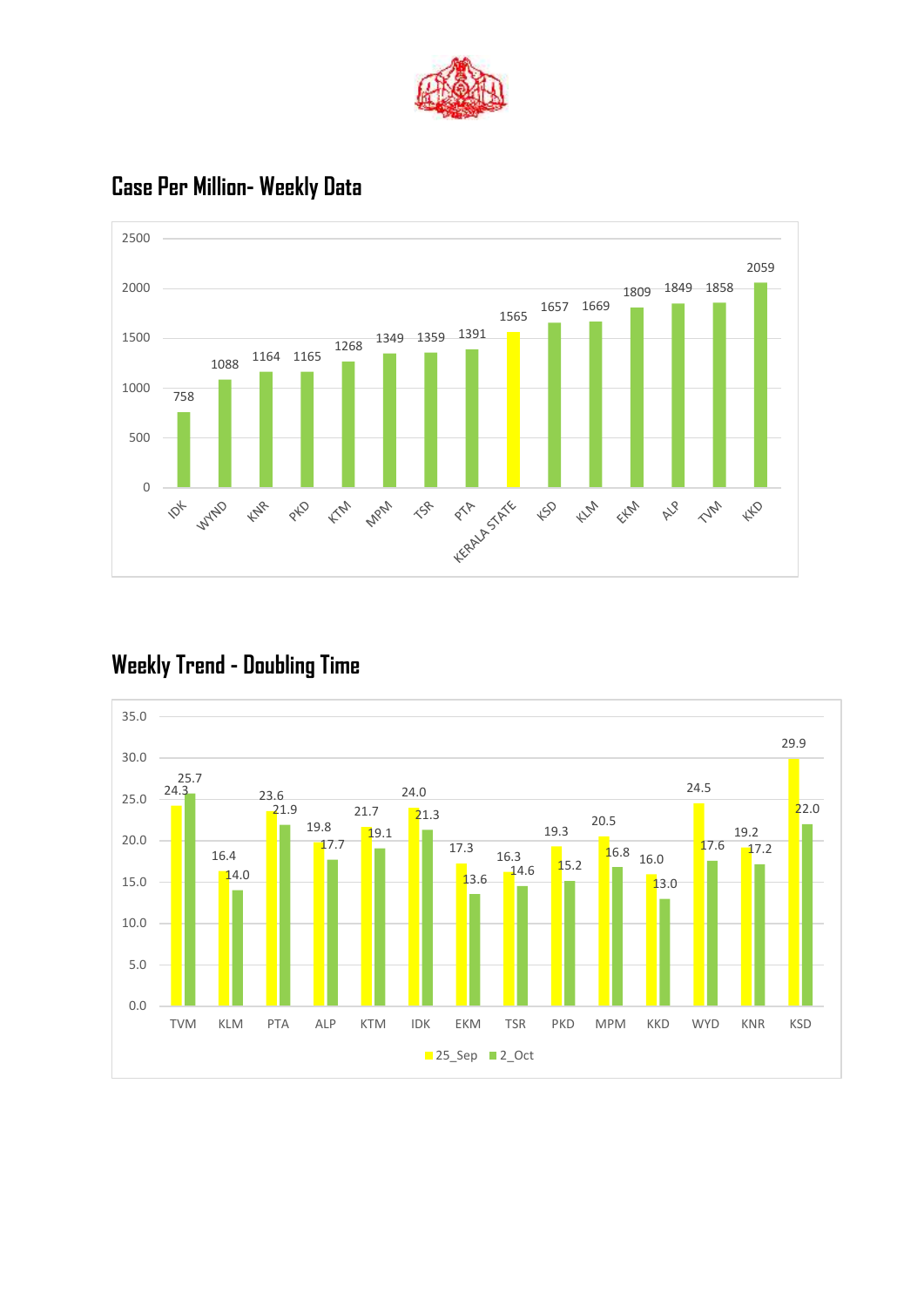## Case Per Million- Weekly Data

| District | Case Per Million |
|---|---|
| IDK | 758 |
| WYND | 1088 |
| KNR | 1164 |
| PKD | 1165 |
| KTM | 1268 |
| MPM | 1349 |
| TSR | 1359 |
| PTA | 1391 |
| KERALA STATE | 1565 |
| KSD | 1657 |
| KLM | 1669 |
| EKM | 1809 |
| ALP | 1849 |
| TVM | 1858 |
| KKD | 2059 |

## Weekly Trend - Doubling Time

| District | 25_Sep | 2_Oct |
|---|---|---|
| TVM | 24.3 | 25.7 |
| KLM | 16.4 | 14.0 |
| PTA | 23.6 | 21.9 |
| ALP | 19.8 | 17.7 |
| KTM | 21.7 | 19.1 |
| IDK | 24.0 | 21.3 |
| EKM | 17.3 | 13.6 |
| TSR | 16.3 | 14.6 |
| PKD | 19.3 | 15.2 |
| MPM | 20.5 | 16.8 |
| KKD | 16.0 | 13.0 |
| WYD | 24.5 | 17.6 |
| KNR | 19.2 | 17.2 |
| KSD | 29.9 | 22.0 |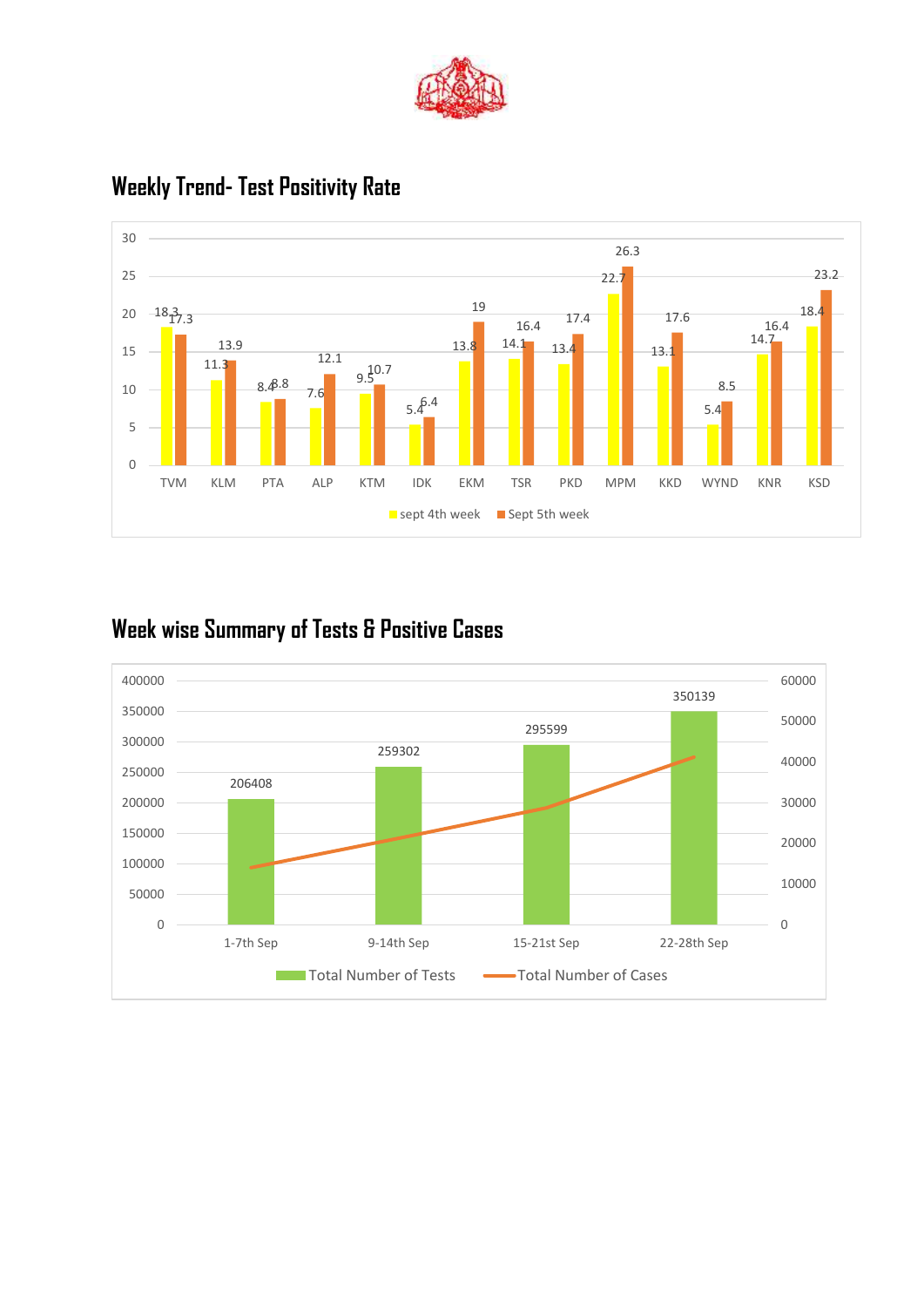# Weekly Trend- Test Positivity Rate

| District | sept 4th week | Sept 5th week |
|---|---|---|
| TVM | 18.3 | 17.3 |
| KLM | 11.3 | 13.9 |
| PTA | 8.4 | 8.8 |
| ALP | 7.6 | 12.1 |
| KTM | 9.5 | 10.7 |
| IDK | 5.4 | 6.4 |
| EKM | 13.8 | 19 |
| TSR | 14.1 | 16.4 |
| PKD | 13.4 | 17.4 |
| MPM | 22.7 | 26.3 |
| KKD | 13.1 | 17.6 |
| WYND | 5.4 | 8.5 |
| KNR | 14.7 | 16.4 |
| KSD | 18.4 | 23.2 |

# Week wise Summary of Tests & Positive Cases

| Week | Total Number of Tests |
|---|---|
| 1-7th Sep | 206408 |
| 9-14th Sep | 259302 |
| 15-21st Sep | 295599 |
| 22-28th Sep | 350139 |

Total Number of Tests, Total Number of Cases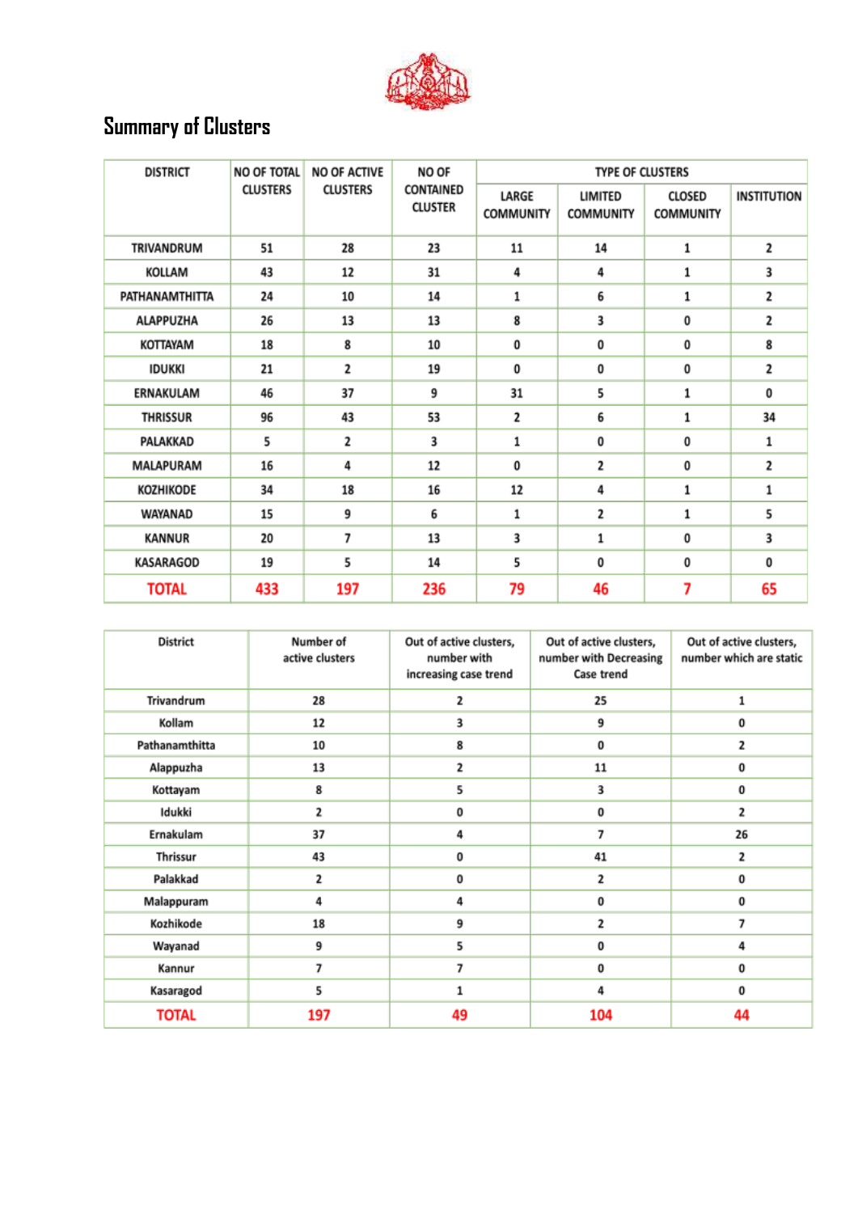## Summary of Clusters

| DISTRICT | NO OF TOTAL CLUSTERS | NO OF ACTIVE CLUSTERS | NO OF CONTAINED CLUSTER | TYPE OF CLUSTERS | | | |
|---|---|---|---|---|---|---|---|
| | | | | LARGE COMMUNITY | LIMITED COMMUNITY | CLOSED COMMUNITY | INSTITUTION |
| TRIVANDRUM | 51 | 28 | 23 | 11 | 14 | 1 | 2 |
| KOLLAM | 43 | 12 | 31 | 4 | 4 | 1 | 3 |
| PATHANAMTHITTA | 24 | 10 | 14 | 1 | 6 | 1 | 2 |
| ALAPPUZHA | 26 | 13 | 13 | 8 | 3 | 0 | 2 |
| KOTTAYAM | 18 | 8 | 10 | 0 | 0 | 0 | 8 |
| IDUKKI | 21 | 2 | 19 | 0 | 0 | 0 | 2 |
| ERNAKULAM | 46 | 37 | 9 | 31 | 5 | 1 | 0 |
| THRISSUR | 96 | 43 | 53 | 2 | 6 | 1 | 34 |
| PALAKKAD | 5 | 2 | 3 | 1 | 0 | 0 | 1 |
| MALAPURAM | 16 | 4 | 12 | 0 | 2 | 0 | 2 |
| KOZHIKODE | 34 | 18 | 16 | 12 | 4 | 1 | 1 |
| WAYANAD | 15 | 9 | 6 | 1 | 2 | 1 | 5 |
| KANNUR | 20 | 7 | 13 | 3 | 1 | 0 | 3 |
| KASARAGOD | 19 | 5 | 14 | 5 | 0 | 0 | 0 |
| TOTAL | 433 | 197 | 236 | 79 | 46 | 7 | 65 |

| District | Number of active clusters | Out of active clusters, number with increasing case trend | Out of active clusters, number with Decreasing Case trend | Out of active clusters, number which are static |
|---|---|---|---|---|
| Trivandrum | 28 | 2 | 25 | 1 |
| Kollam | 12 | 3 | 9 | 0 |
| Pathanamthitta | 10 | 8 | 0 | 2 |
| Alappuzha | 13 | 2 | 11 | 0 |
| Kottayam | 8 | 5 | 3 | 0 |
| Idukki | 2 | 0 | 0 | 2 |
| Ernakulam | 37 | 4 | 7 | 26 |
| Thrissur | 43 | 0 | 41 | 2 |
| Palakkad | 2 | 0 | 2 | 0 |
| Malappuram | 4 | 4 | 0 | 0 |
| Kozhikode | 18 | 9 | 2 | 7 |
| Wayanad | 9 | 5 | 0 | 4 |
| Kannur | 7 | 7 | 0 | 0 |
| Kasaragod | 5 | 1 | 4 | 0 |
| TOTAL | 197 | 49 | 104 | 44 |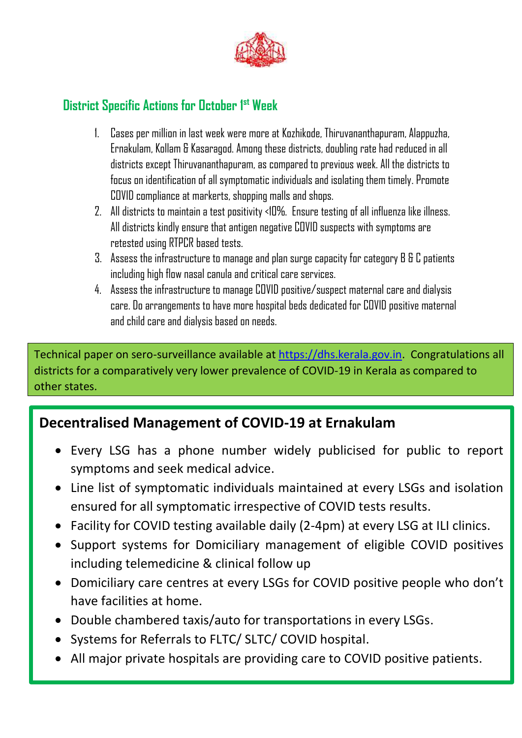## District Specific Actions for October 1st Week

1. Cases per million in last week were more at Kozhikode, Thiruvananthapuram, Alappuzha, Ernakulam, Kollam & Kasaragod. Among these districts, doubling rate had reduced in all districts except Thiruvananthapuram, as compared to previous week. All the districts to focus on identification of all symptomatic individuals and isolating them timely. Promote COVID compliance at markerts, shopping malls and shops.
2. All districts to maintain a test positivity <10%. Ensure testing of all influenza like illness. All districts kindly ensure that antigen negative COVID suspects with symptoms are retested using RTPCR based tests.
3. Assess the infrastructure to manage and plan surge capacity for category B & C patients including high flow nasal canula and critical care services.
4. Assess the infrastructure to manage COVID positive/suspect maternal care and dialysis care. Do arrangements to have more hospital beds dedicated for COVID positive maternal and child care and dialysis based on needs.

Technical paper on sero-surveillance available at https://dhs.kerala.gov.in. Congratulations all districts for a comparatively very lower prevalence of COVID-19 in Kerala as compared to other states.

## Decentralised Management of COVID-19 at Ernakulam

- Every LSG has a phone number widely publicised for public to report symptoms and seek medical advice.
- Line list of symptomatic individuals maintained at every LSGs and isolation ensured for all symptomatic irrespective of COVID tests results.
- Facility for COVID testing available daily (2-4pm) at every LSG at ILI clinics.
- Support systems for Domiciliary management of eligible COVID positives including telemedicine & clinical follow up
- Domiciliary care centres at every LSGs for COVID positive people who don't have facilities at home.
- Double chambered taxis/auto for transportations in every LSGs.
- Systems for Referrals to FLTC/ SLTC/ COVID hospital.
- All major private hospitals are providing care to COVID positive patients.